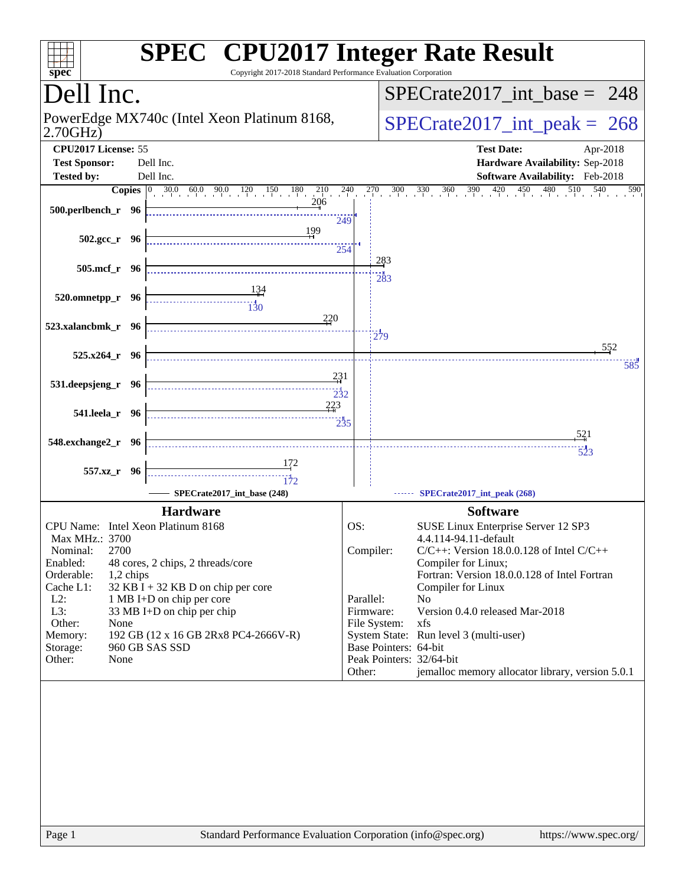# SPEC CPU2017 Integer Rate Result

Copyright 2017-2018 Standard Performance Evaluation Corporation

## Dell Inc.

PowerEdge MX740c (Intel Xeon Platinum 8168, 2.70GHz)

SPECrate2017_int_base = 248

SPECrate2017_int_peak = 268

| | | | |
|---|---|---|---|
| **CPU2017 License:** | 55 | **Test Date:** | Apr-2018 |
| **Test Sponsor:** | Dell Inc. | **Hardware Availability:** | Sep-2018 |
| **Tested by:** | Dell Inc. | **Software Availability:** | Feb-2018 |

| Benchmark | Copies | SPECrate2017_int_base (248) | SPECrate2017_int_peak (268) |
|---|---|---|---|
| 500.perlbench_r | 96 | 206 | 249 |
| 502.gcc_r | 96 | 199 | 254 |
| 505.mcf_r | 96 | 283 | 283 |
| 520.omnetpp_r | 96 | 134 | 130 |
| 523.xalancbmk_r | 96 | 220 | 279 |
| 525.x264_r | 96 | 552 | 585 |
| 531.deepsjeng_r | 96 | 231 | 232 |
| 541.leela_r | 96 | 223 | 235 |
| 548.exchange2_r | 96 | 521 | 523 |
| 557.xz_r | 96 | 172 | 172 |

## Hardware

| | |
|---|---|
| CPU Name: | Intel Xeon Platinum 8168 |
| Max MHz.: | 3700 |
| Nominal: | 2700 |
| Enabled: | 48 cores, 2 chips, 2 threads/core |
| Orderable: | 1,2 chips |
| Cache L1: | 32 KB I + 32 KB D on chip per core |
| L2: | 1 MB I+D on chip per core |
| L3: | 33 MB I+D on chip per chip |
| Other: | None |
| Memory: | 192 GB (12 x 16 GB 2Rx8 PC4-2666V-R) |
| Storage: | 960 GB SAS SSD |
| Other: | None |

## Software

| | |
|---|---|
| OS: | SUSE Linux Enterprise Server 12 SP3 4.4.114-94.11-default |
| Compiler: | C/C++: Version 18.0.0.128 of Intel C/C++ Compiler for Linux; Fortran: Version 18.0.0.128 of Intel Fortran Compiler for Linux |
| Parallel: | No |
| Firmware: | Version 0.4.0 released Mar-2018 |
| File System: | xfs |
| System State: | Run level 3 (multi-user) |
| Base Pointers: | 64-bit |
| Peak Pointers: | 32/64-bit |
| Other: | jemalloc memory allocator library, version 5.0.1 |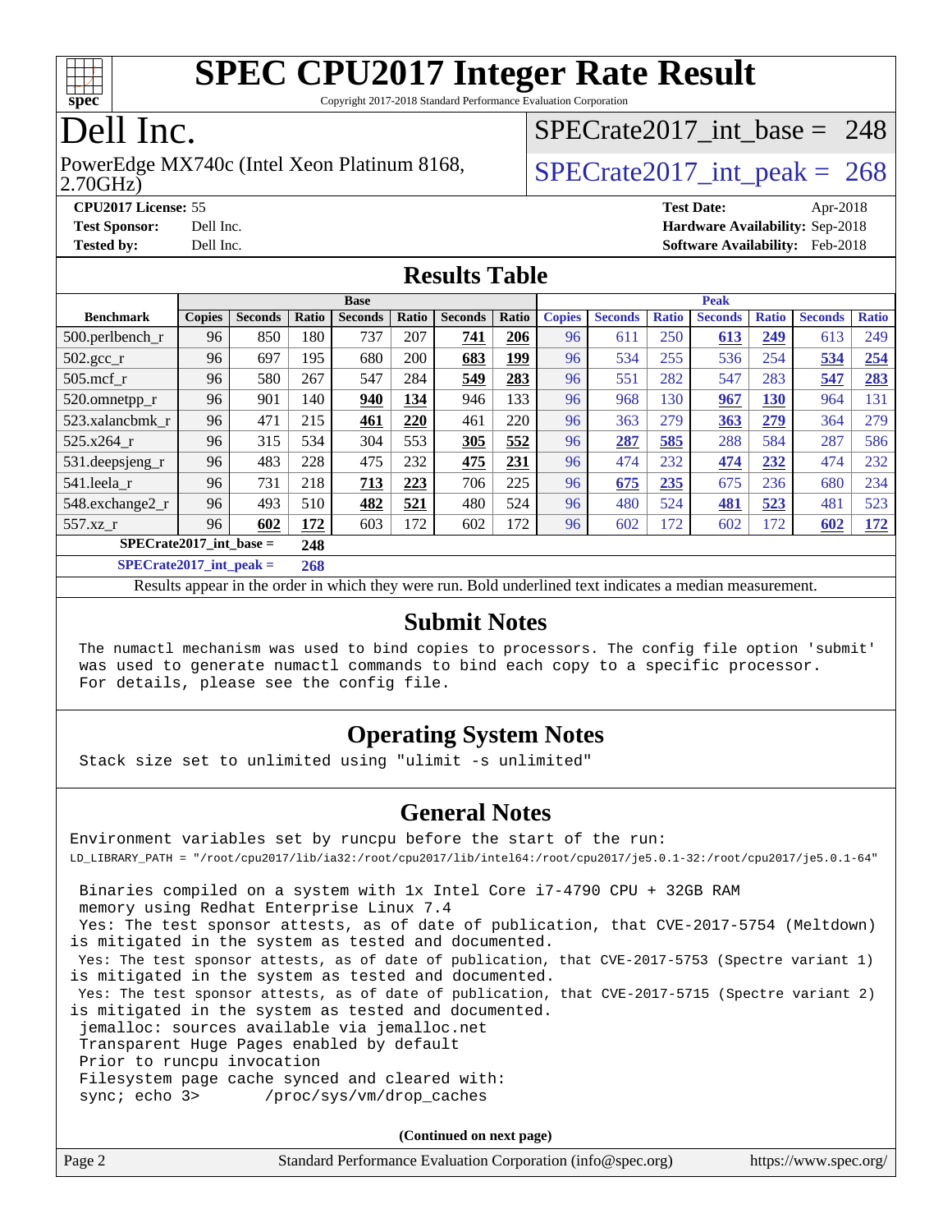# SPEC CPU2017 Integer Rate Result

Copyright 2017-2018 Standard Performance Evaluation Corporation

# Dell Inc.

PowerEdge MX740c (Intel Xeon Platinum 8168, 2.70GHz)

SPECrate2017_int_base = 248

SPECrate2017_int_peak = 268

**CPU2017 License:** 55
**Test Sponsor:** Dell Inc.
**Tested by:** Dell Inc.

**Test Date:** Apr-2018
**Hardware Availability:** Sep-2018
**Software Availability:** Feb-2018

## Results Table

| Benchmark | Base | | | | | | | Peak | | | | | | |
|---|---|---|---|---|---|---|---|---|---|---|---|---|---|---|
| | Copies | Seconds | Ratio | Seconds | Ratio | Seconds | Ratio | Copies | Seconds | Ratio | Seconds | Ratio | Seconds | Ratio |
| 500.perlbench_r | 96 | 850 | 180 | 737 | 207 | **741** | **206** | 96 | 611 | 250 | **613** | **249** | 613 | 249 |
| 502.gcc_r | 96 | 697 | 195 | 680 | 200 | **683** | **199** | 96 | 534 | 255 | 536 | 254 | **534** | **254** |
| 505.mcf_r | 96 | 580 | 267 | 547 | 284 | **549** | **283** | 96 | 551 | 282 | 547 | 283 | **547** | **283** |
| 520.omnetpp_r | 96 | 901 | 140 | **940** | **134** | 946 | 133 | 96 | 968 | 130 | **967** | **130** | 964 | 131 |
| 523.xalancbmk_r | 96 | 471 | 215 | **461** | **220** | 461 | 220 | 96 | 363 | 279 | **363** | **279** | 364 | 279 |
| 525.x264_r | 96 | 315 | 534 | 304 | 553 | **305** | **552** | 96 | **287** | **585** | 288 | 584 | 287 | 586 |
| 531.deepsjeng_r | 96 | 483 | 228 | 475 | 232 | **475** | **231** | 96 | 474 | 232 | **474** | **232** | 474 | 232 |
| 541.leela_r | 96 | 731 | 218 | **713** | **223** | 706 | 225 | 96 | **675** | **235** | 675 | 236 | 680 | 234 |
| 548.exchange2_r | 96 | 493 | 510 | **482** | **521** | 480 | 524 | 96 | 480 | 524 | **481** | **523** | 481 | 523 |
| 557.xz_r | 96 | **602** | **172** | 603 | 172 | 602 | 172 | 96 | 602 | 172 | 602 | 172 | **602** | **172** |

**SPECrate2017_int_base = 248**

**SPECrate2017_int_peak = 268**

Results appear in the order in which they were run. Bold underlined text indicates a median measurement.

## Submit Notes

```
The numactl mechanism was used to bind copies to processors. The config file option 'submit'
was used to generate numactl commands to bind each copy to a specific processor.
For details, please see the config file.
```

## Operating System Notes

```
Stack size set to unlimited using "ulimit -s unlimited"
```

## General Notes

```
Environment variables set by runcpu before the start of the run:
LD_LIBRARY_PATH = "/root/cpu2017/lib/ia32:/root/cpu2017/lib/intel64:/root/cpu2017/je5.0.1-32:/root/cpu2017/je5.0.1-64"

 Binaries compiled on a system with 1x Intel Core i7-4790 CPU + 32GB RAM
 memory using Redhat Enterprise Linux 7.4
 Yes: The test sponsor attests, as of date of publication, that CVE-2017-5754 (Meltdown)
is mitigated in the system as tested and documented.
 Yes: The test sponsor attests, as of date of publication, that CVE-2017-5753 (Spectre variant 1)
is mitigated in the system as tested and documented.
 Yes: The test sponsor attests, as of date of publication, that CVE-2017-5715 (Spectre variant 2)
is mitigated in the system as tested and documented.
 jemalloc: sources available via jemalloc.net
 Transparent Huge Pages enabled by default
 Prior to runcpu invocation
 Filesystem page cache synced and cleared with:
 sync; echo 3>       /proc/sys/vm/drop_caches
```

**(Continued on next page)**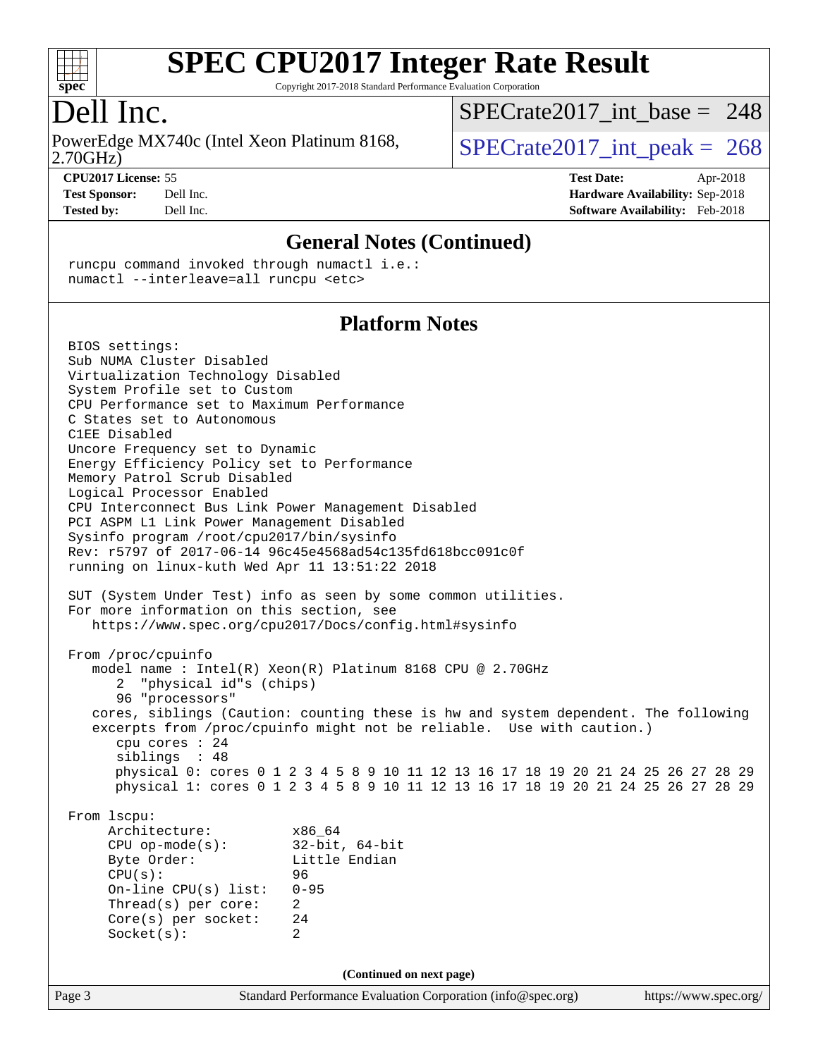# SPEC CPU2017 Integer Rate Result

Copyright 2017-2018 Standard Performance Evaluation Corporation

## Dell Inc.

PowerEdge MX740c (Intel Xeon Platinum 8168, 2.70GHz)

SPECrate2017_int_base = 248

SPECrate2017_int_peak = 268

**CPU2017 License:** 55
**Test Sponsor:** Dell Inc.
**Tested by:** Dell Inc.

**Test Date:** Apr-2018
**Hardware Availability:** Sep-2018
**Software Availability:** Feb-2018

### General Notes (Continued)

```
runcpu command invoked through numactl i.e.:
numactl --interleave=all runcpu <etc>
```

### Platform Notes

```
BIOS settings:
Sub NUMA Cluster Disabled
Virtualization Technology Disabled
System Profile set to Custom
CPU Performance set to Maximum Performance
C States set to Autonomous
C1EE Disabled
Uncore Frequency set to Dynamic
Energy Efficiency Policy set to Performance
Memory Patrol Scrub Disabled
Logical Processor Enabled
CPU Interconnect Bus Link Power Management Disabled
PCI ASPM L1 Link Power Management Disabled
Sysinfo program /root/cpu2017/bin/sysinfo
Rev: r5797 of 2017-06-14 96c45e4568ad54c135fd618bcc091c0f
running on linux-kuth Wed Apr 11 13:51:22 2018

SUT (System Under Test) info as seen by some common utilities.
For more information on this section, see
   https://www.spec.org/cpu2017/Docs/config.html#sysinfo

From /proc/cpuinfo
   model name : Intel(R) Xeon(R) Platinum 8168 CPU @ 2.70GHz
      2  "physical id"s (chips)
      96 "processors"
   cores, siblings (Caution: counting these is hw and system dependent. The following
   excerpts from /proc/cpuinfo might not be reliable.  Use with caution.)
      cpu cores : 24
      siblings  : 48
      physical 0: cores 0 1 2 3 4 5 8 9 10 11 12 13 16 17 18 19 20 21 24 25 26 27 28 29
      physical 1: cores 0 1 2 3 4 5 8 9 10 11 12 13 16 17 18 19 20 21 24 25 26 27 28 29

From lscpu:
     Architecture:          x86_64
     CPU op-mode(s):        32-bit, 64-bit
     Byte Order:            Little Endian
     CPU(s):                96
     On-line CPU(s) list:   0-95
     Thread(s) per core:    2
     Core(s) per socket:    24
     Socket(s):             2
```

(Continued on next page)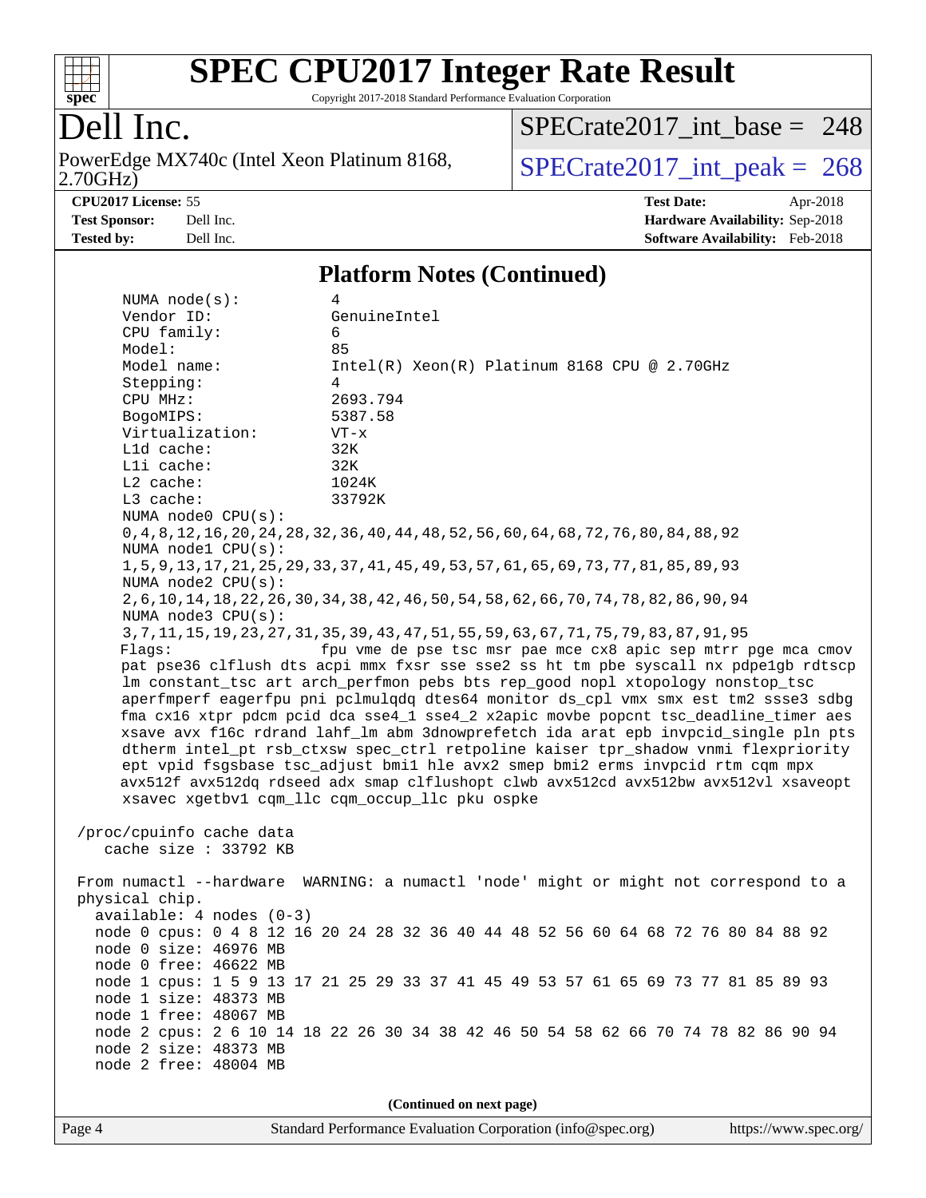## Platform Notes (Continued)

```
     NUMA node(s):          4
     Vendor ID:             GenuineIntel
     CPU family:            6
     Model:                 85
     Model name:            Intel(R) Xeon(R) Platinum 8168 CPU @ 2.70GHz
     Stepping:              4
     CPU MHz:               2693.794
     BogoMIPS:              5387.58
     Virtualization:        VT-x
     L1d cache:             32K
     L1i cache:             32K
     L2 cache:              1024K
     L3 cache:              33792K
     NUMA node0 CPU(s):
     0,4,8,12,16,20,24,28,32,36,40,44,48,52,56,60,64,68,72,76,80,84,88,92
     NUMA node1 CPU(s):
     1,5,9,13,17,21,25,29,33,37,41,45,49,53,57,61,65,69,73,77,81,85,89,93
     NUMA node2 CPU(s):
     2,6,10,14,18,22,26,30,34,38,42,46,50,54,58,62,66,70,74,78,82,86,90,94
     NUMA node3 CPU(s):
     3,7,11,15,19,23,27,31,35,39,43,47,51,55,59,63,67,71,75,79,83,87,91,95
     Flags:                 fpu vme de pse tsc msr pae mce cx8 apic sep mtrr pge mca cmov
     pat pse36 clflush dts acpi mmx fxsr sse sse2 ss ht tm pbe syscall nx pdpe1gb rdtscp
     lm constant_tsc art arch_perfmon pebs bts rep_good nopl xtopology nonstop_tsc
     aperfmperf eagerfpu pni pclmulqdq dtes64 monitor ds_cpl vmx smx est tm2 ssse3 sdbg
     fma cx16 xtpr pdcm pcid dca sse4_1 sse4_2 x2apic movbe popcnt tsc_deadline_timer aes
     xsave avx f16c rdrand lahf_lm abm 3dnowprefetch ida arat epb invpcid_single pln pts
     dtherm intel_pt rsb_ctxsw spec_ctrl retpoline kaiser tpr_shadow vnmi flexpriority
     ept vpid fsgsbase tsc_adjust bmi1 hle avx2 smep bmi2 erms invpcid rtm cqm mpx
     avx512f avx512dq rdseed adx smap clflushopt clwb avx512cd avx512bw avx512vl xsaveopt
     xsavec xgetbv1 cqm_llc cqm_occup_llc pku ospke

 /proc/cpuinfo cache data
    cache size : 33792 KB

 From numactl --hardware  WARNING: a numactl 'node' might or might not correspond to a
 physical chip.
   available: 4 nodes (0-3)
   node 0 cpus: 0 4 8 12 16 20 24 28 32 36 40 44 48 52 56 60 64 68 72 76 80 84 88 92
   node 0 size: 46976 MB
   node 0 free: 46622 MB
   node 1 cpus: 1 5 9 13 17 21 25 29 33 37 41 45 49 53 57 61 65 69 73 77 81 85 89 93
   node 1 size: 48373 MB
   node 1 free: 48067 MB
   node 2 cpus: 2 6 10 14 18 22 26 30 34 38 42 46 50 54 58 62 66 70 74 78 82 86 90 94
   node 2 size: 48373 MB
   node 2 free: 48004 MB
```

(Continued on next page)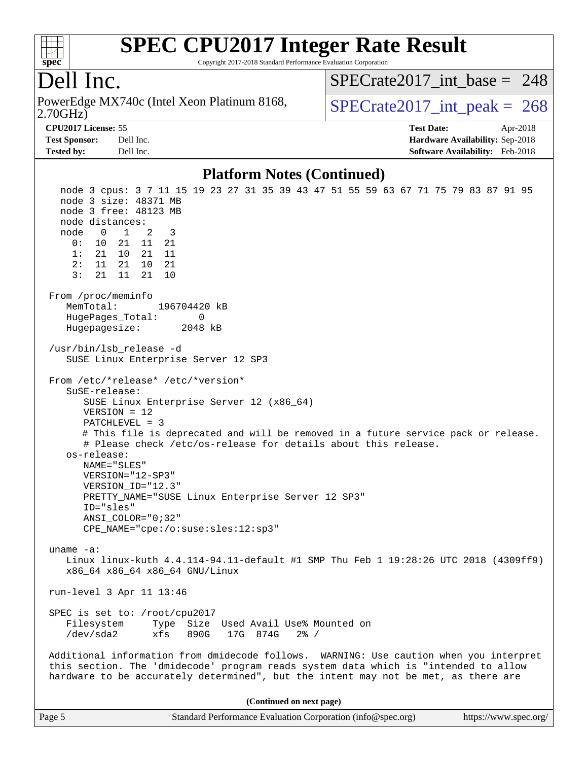## Platform Notes (Continued)

```
  node 3 cpus: 3 7 11 15 19 23 27 31 35 39 43 47 51 55 59 63 67 71 75 79 83 87 91 95
  node 3 size: 48371 MB
  node 3 free: 48123 MB
  node distances:
  node   0   1   2   3
    0:  10  21  11  21
    1:  21  10  21  11
    2:  11  21  10  21
    3:  21  11  21  10

From /proc/meminfo
   MemTotal:       196704420 kB
   HugePages_Total:       0
   Hugepagesize:       2048 kB

/usr/bin/lsb_release -d
   SUSE Linux Enterprise Server 12 SP3

From /etc/*release* /etc/*version*
   SuSE-release:
      SUSE Linux Enterprise Server 12 (x86_64)
      VERSION = 12
      PATCHLEVEL = 3
      # This file is deprecated and will be removed in a future service pack or release.
      # Please check /etc/os-release for details about this release.
   os-release:
      NAME="SLES"
      VERSION="12-SP3"
      VERSION_ID="12.3"
      PRETTY_NAME="SUSE Linux Enterprise Server 12 SP3"
      ID="sles"
      ANSI_COLOR="0;32"
      CPE_NAME="cpe:/o:suse:sles:12:sp3"

uname -a:
   Linux linux-kuth 4.4.114-94.11-default #1 SMP Thu Feb 1 19:28:26 UTC 2018 (4309ff9)
   x86_64 x86_64 x86_64 GNU/Linux

run-level 3 Apr 11 13:46

SPEC is set to: /root/cpu2017
   Filesystem     Type  Size  Used Avail Use% Mounted on
   /dev/sda2      xfs   890G   17G  874G   2% /

Additional information from dmidecode follows.  WARNING: Use caution when you interpret
this section. The 'dmidecode' program reads system data which is "intended to allow
hardware to be accurately determined", but the intent may not be met, as there are
```

**(Continued on next page)**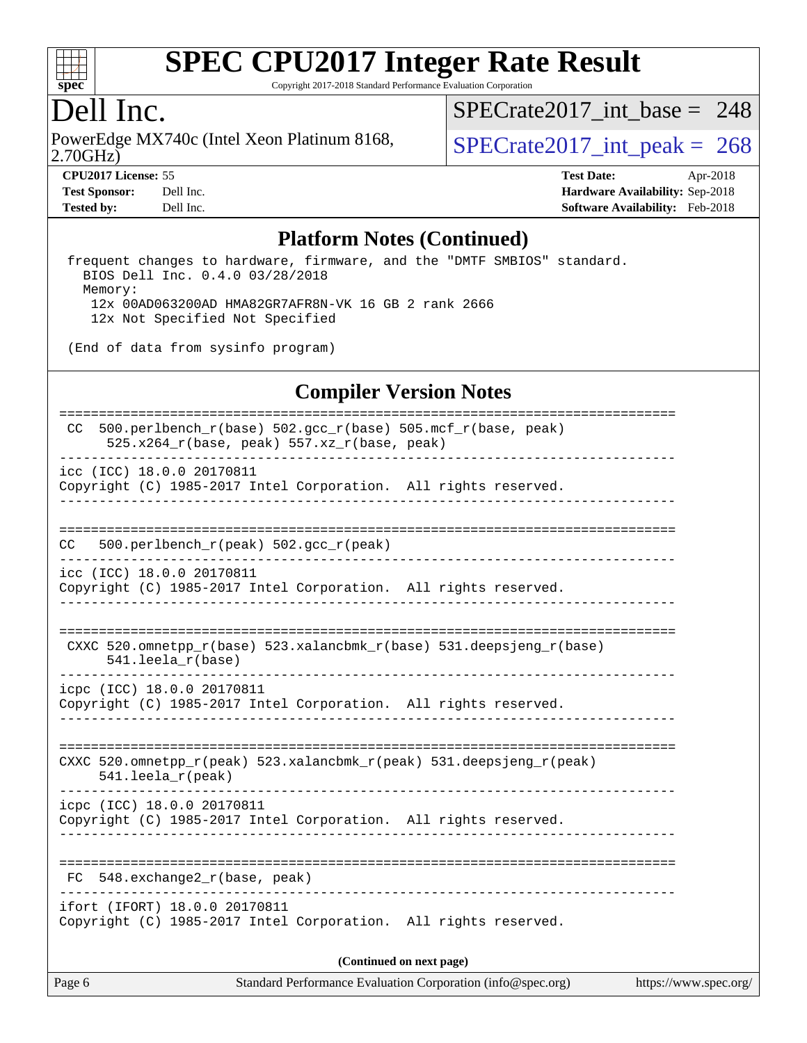## Platform Notes (Continued)

```
 frequent changes to hardware, firmware, and the "DMTF SMBIOS" standard.
   BIOS Dell Inc. 0.4.0 03/28/2018
   Memory:
    12x 00AD063200AD HMA82GR7AFR8N-VK 16 GB 2 rank 2666
    12x Not Specified Not Specified

 (End of data from sysinfo program)
```

## Compiler Version Notes

```
==============================================================================
 CC  500.perlbench_r(base) 502.gcc_r(base) 505.mcf_r(base, peak)
      525.x264_r(base, peak) 557.xz_r(base, peak)
------------------------------------------------------------------------------
icc (ICC) 18.0.0 20170811
Copyright (C) 1985-2017 Intel Corporation.  All rights reserved.
------------------------------------------------------------------------------

==============================================================================
CC   500.perlbench_r(peak) 502.gcc_r(peak)
------------------------------------------------------------------------------
icc (ICC) 18.0.0 20170811
Copyright (C) 1985-2017 Intel Corporation.  All rights reserved.
------------------------------------------------------------------------------

==============================================================================
 CXXC 520.omnetpp_r(base) 523.xalancbmk_r(base) 531.deepsjeng_r(base)
      541.leela_r(base)
------------------------------------------------------------------------------
icpc (ICC) 18.0.0 20170811
Copyright (C) 1985-2017 Intel Corporation.  All rights reserved.
------------------------------------------------------------------------------

==============================================================================
CXXC 520.omnetpp_r(peak) 523.xalancbmk_r(peak) 531.deepsjeng_r(peak)
     541.leela_r(peak)
------------------------------------------------------------------------------
icpc (ICC) 18.0.0 20170811
Copyright (C) 1985-2017 Intel Corporation.  All rights reserved.
------------------------------------------------------------------------------

==============================================================================
 FC  548.exchange2_r(base, peak)
------------------------------------------------------------------------------
ifort (IFORT) 18.0.0 20170811
Copyright (C) 1985-2017 Intel Corporation.  All rights reserved.
```

**(Continued on next page)**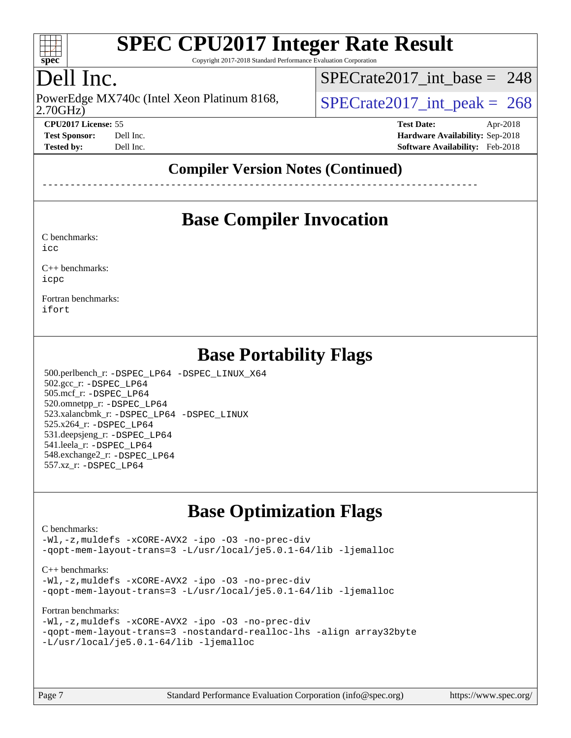# Dell Inc.

PowerEdge MX740c (Intel Xeon Platinum 8168, 2.70GHz)

SPECrate2017_int_base = 248

SPECrate2017_int_peak = 268

**CPU2017 License:** 55
**Test Sponsor:** Dell Inc.
**Tested by:** Dell Inc.

**Test Date:** Apr-2018
**Hardware Availability:** Sep-2018
**Software Availability:** Feb-2018

## Compiler Version Notes (Continued)

------------------------------------------------------------------------------

## Base Compiler Invocation

C benchmarks:
icc

C++ benchmarks:
icpc

Fortran benchmarks:
ifort

## Base Portability Flags

500.perlbench_r: -DSPEC_LP64 -DSPEC_LINUX_X64
502.gcc_r: -DSPEC_LP64
505.mcf_r: -DSPEC_LP64
520.omnetpp_r: -DSPEC_LP64
523.xalancbmk_r: -DSPEC_LP64 -DSPEC_LINUX
525.x264_r: -DSPEC_LP64
531.deepsjeng_r: -DSPEC_LP64
541.leela_r: -DSPEC_LP64
548.exchange2_r: -DSPEC_LP64
557.xz_r: -DSPEC_LP64

## Base Optimization Flags

C benchmarks:
-Wl,-z,muldefs -xCORE-AVX2 -ipo -O3 -no-prec-div
-qopt-mem-layout-trans=3 -L/usr/local/je5.0.1-64/lib -ljemalloc

C++ benchmarks:
-Wl,-z,muldefs -xCORE-AVX2 -ipo -O3 -no-prec-div
-qopt-mem-layout-trans=3 -L/usr/local/je5.0.1-64/lib -ljemalloc

Fortran benchmarks:
-Wl,-z,muldefs -xCORE-AVX2 -ipo -O3 -no-prec-div
-qopt-mem-layout-trans=3 -nostandard-realloc-lhs -align array32byte
-L/usr/local/je5.0.1-64/lib -ljemalloc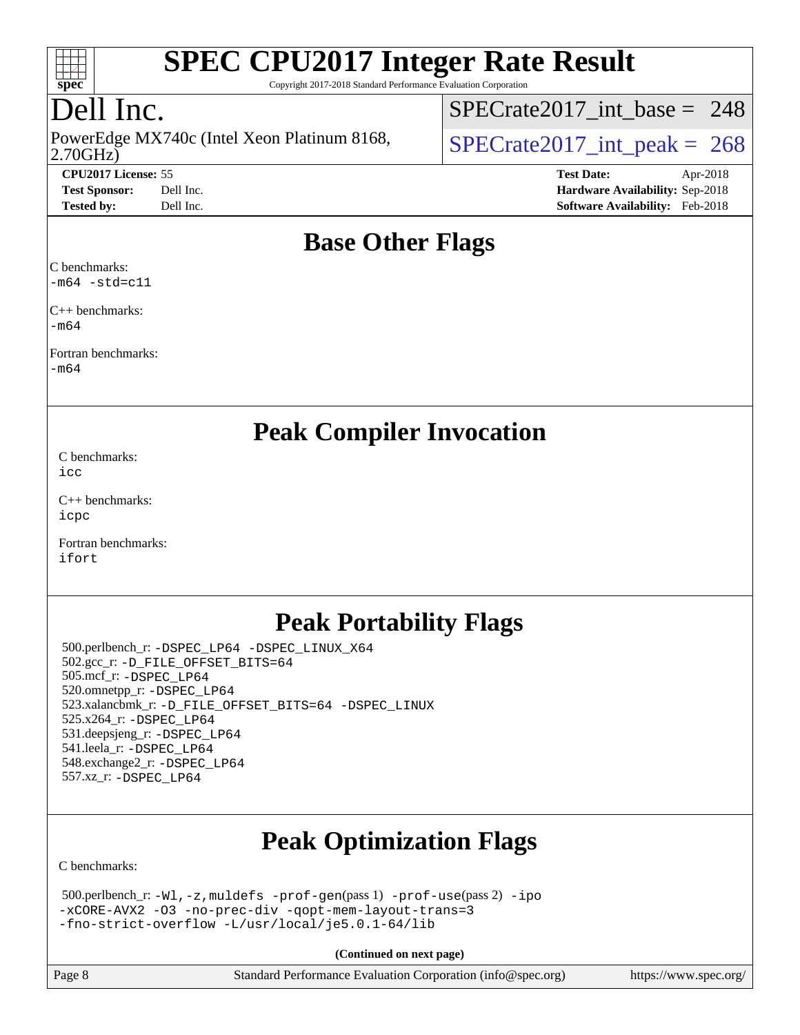# SPEC CPU2017 Integer Rate Result

Copyright 2017-2018 Standard Performance Evaluation Corporation

## Dell Inc.

PowerEdge MX740c (Intel Xeon Platinum 8168, 2.70GHz)

SPECrate2017_int_base = 248

SPECrate2017_int_peak = 268

**CPU2017 License:** 55
**Test Sponsor:** Dell Inc.
**Tested by:** Dell Inc.

**Test Date:** Apr-2018
**Hardware Availability:** Sep-2018
**Software Availability:** Feb-2018

## Base Other Flags

C benchmarks:
-m64 -std=c11

C++ benchmarks:
-m64

Fortran benchmarks:
-m64

## Peak Compiler Invocation

C benchmarks:
icc

C++ benchmarks:
icpc

Fortran benchmarks:
ifort

## Peak Portability Flags

500.perlbench_r: -DSPEC_LP64 -DSPEC_LINUX_X64
502.gcc_r: -D_FILE_OFFSET_BITS=64
505.mcf_r: -DSPEC_LP64
520.omnetpp_r: -DSPEC_LP64
523.xalancbmk_r: -D_FILE_OFFSET_BITS=64 -DSPEC_LINUX
525.x264_r: -DSPEC_LP64
531.deepsjeng_r: -DSPEC_LP64
541.leela_r: -DSPEC_LP64
548.exchange2_r: -DSPEC_LP64
557.xz_r: -DSPEC_LP64

## Peak Optimization Flags

C benchmarks:

500.perlbench_r: -Wl,-z,muldefs -prof-gen(pass 1) -prof-use(pass 2) -ipo -xCORE-AVX2 -O3 -no-prec-div -qopt-mem-layout-trans=3 -fno-strict-overflow -L/usr/local/je5.0.1-64/lib

**(Continued on next page)**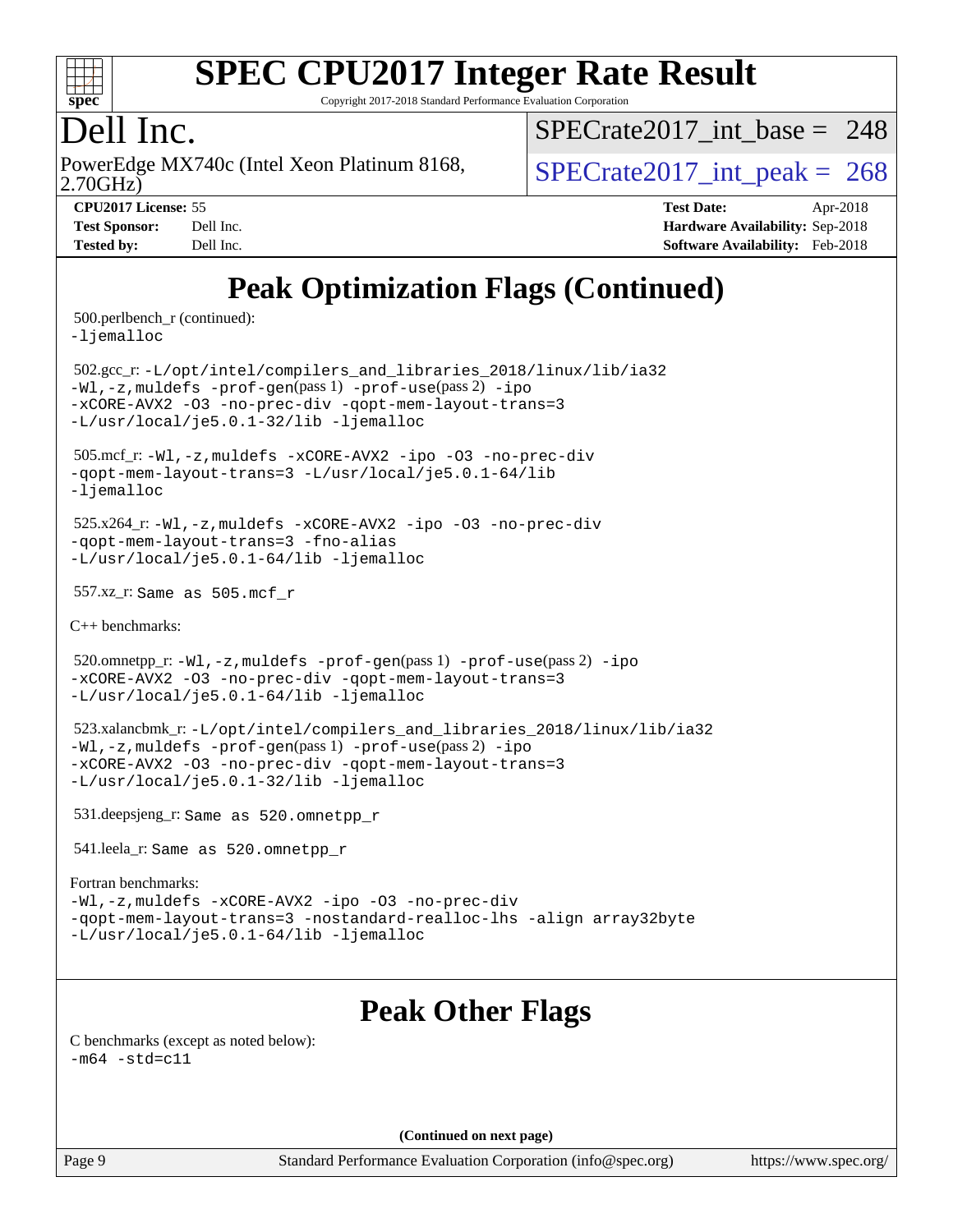# Peak Optimization Flags (Continued)

500.perlbench_r (continued):
-ljemalloc

502.gcc_r: -L/opt/intel/compilers_and_libraries_2018/linux/lib/ia32 -Wl,-z,muldefs -prof-gen(pass 1) -prof-use(pass 2) -ipo -xCORE-AVX2 -O3 -no-prec-div -qopt-mem-layout-trans=3 -L/usr/local/je5.0.1-32/lib -ljemalloc

505.mcf_r: -Wl,-z,muldefs -xCORE-AVX2 -ipo -O3 -no-prec-div -qopt-mem-layout-trans=3 -L/usr/local/je5.0.1-64/lib -ljemalloc

525.x264_r: -Wl,-z,muldefs -xCORE-AVX2 -ipo -O3 -no-prec-div -qopt-mem-layout-trans=3 -fno-alias -L/usr/local/je5.0.1-64/lib -ljemalloc

557.xz_r: Same as 505.mcf_r

C++ benchmarks:

520.omnetpp_r: -Wl,-z,muldefs -prof-gen(pass 1) -prof-use(pass 2) -ipo -xCORE-AVX2 -O3 -no-prec-div -qopt-mem-layout-trans=3 -L/usr/local/je5.0.1-64/lib -ljemalloc

523.xalancbmk_r: -L/opt/intel/compilers_and_libraries_2018/linux/lib/ia32 -Wl,-z,muldefs -prof-gen(pass 1) -prof-use(pass 2) -ipo -xCORE-AVX2 -O3 -no-prec-div -qopt-mem-layout-trans=3 -L/usr/local/je5.0.1-32/lib -ljemalloc

531.deepsjeng_r: Same as 520.omnetpp_r

541.leela_r: Same as 520.omnetpp_r

Fortran benchmarks:
-Wl,-z,muldefs -xCORE-AVX2 -ipo -O3 -no-prec-div -qopt-mem-layout-trans=3 -nostandard-realloc-lhs -align array32byte -L/usr/local/je5.0.1-64/lib -ljemalloc

# Peak Other Flags

C benchmarks (except as noted below):
-m64 -std=c11

**(Continued on next page)**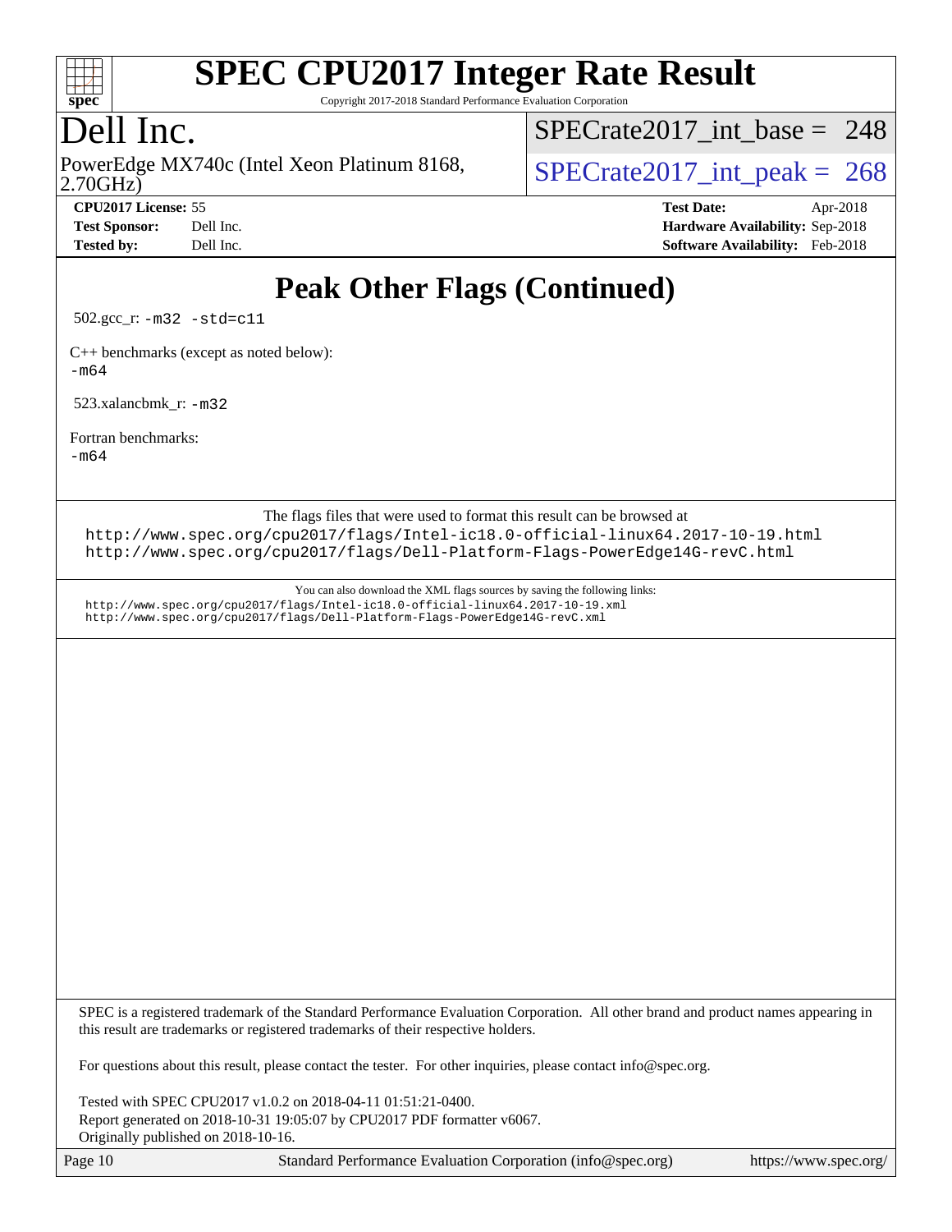# Peak Other Flags (Continued)

502.gcc_r: -m32 -std=c11

C++ benchmarks (except as noted below):
-m64

523.xalancbmk_r: -m32

Fortran benchmarks:
-m64

The flags files that were used to format this result can be browsed at
http://www.spec.org/cpu2017/flags/Intel-ic18.0-official-linux64.2017-10-19.html
http://www.spec.org/cpu2017/flags/Dell-Platform-Flags-PowerEdge14G-revC.html

You can also download the XML flags sources by saving the following links:
http://www.spec.org/cpu2017/flags/Intel-ic18.0-official-linux64.2017-10-19.xml
http://www.spec.org/cpu2017/flags/Dell-Platform-Flags-PowerEdge14G-revC.xml

SPEC is a registered trademark of the Standard Performance Evaluation Corporation. All other brand and product names appearing in this result are trademarks or registered trademarks of their respective holders.

For questions about this result, please contact the tester. For other inquiries, please contact info@spec.org.

Tested with SPEC CPU2017 v1.0.2 on 2018-04-11 01:51:21-0400.
Report generated on 2018-10-31 19:05:07 by CPU2017 PDF formatter v6067.
Originally published on 2018-10-16.